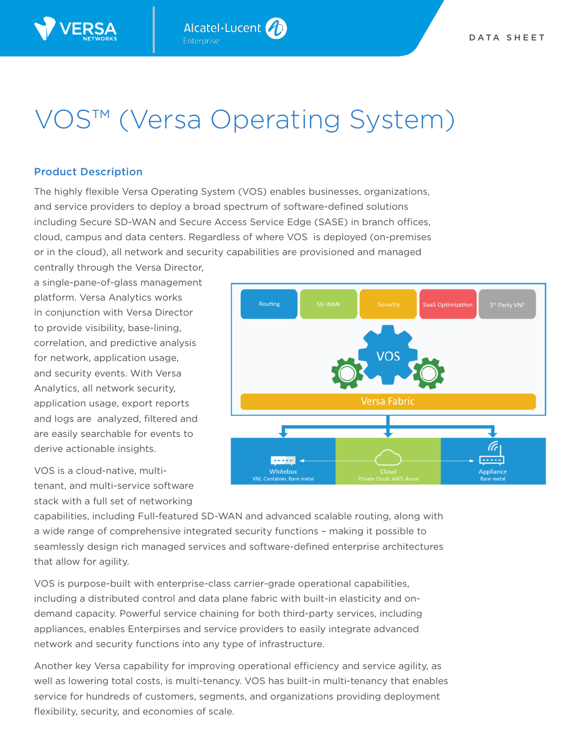# VOS™ (Versa Operating System)

## Product Description

The highly flexible Versa Operating System (VOS) enables businesses, organizations, and service providers to deploy a broad spectrum of software-defined solutions including Secure SD-WAN and Secure Access Service Edge (SASE) in branch offices, cloud, campus and data centers. Regardless of where VOS is deployed (on-premises or in the cloud), all network and security capabilities are provisioned and managed centrally through the Versa Director, a single-pane-of-glass management platform. Versa Analytics works in conjunction with Versa Director to provide visibility, base-lining, correlation, and predictive analysis for network, application usage, and security events. With Versa Analytics, all network security, application usage, export reports and logs are analyzed, filtered and are easily searchable for events to derive actionable insights.

Routing
SD-WAN
Security
SaaS Optimization
3rd Party VNF
VOS
Versa Fabric
Whitebox
VM, Container, Bare metal
Cloud
Private Cloud, AWS, Azure
Appliance
Bare metal

VOS is a cloud-native, multi-tenant, and multi-service software stack with a full set of networking capabilities, including Full-featured SD-WAN and advanced scalable routing, along with a wide range of comprehensive integrated security functions – making it possible to seamlessly design rich managed services and software-defined enterprise architectures that allow for agility.

VOS is purpose-built with enterprise-class carrier-grade operational capabilities, including a distributed control and data plane fabric with built-in elasticity and on-demand capacity. Powerful service chaining for both third-party services, including appliances, enables Enterpirses and service providers to easily integrate advanced network and security functions into any type of infrastructure.

Another key Versa capability for improving operational efficiency and service agility, as well as lowering total costs, is multi-tenancy. VOS has built-in multi-tenancy that enables service for hundreds of customers, segments, and organizations providing deployment flexibility, security, and economies of scale.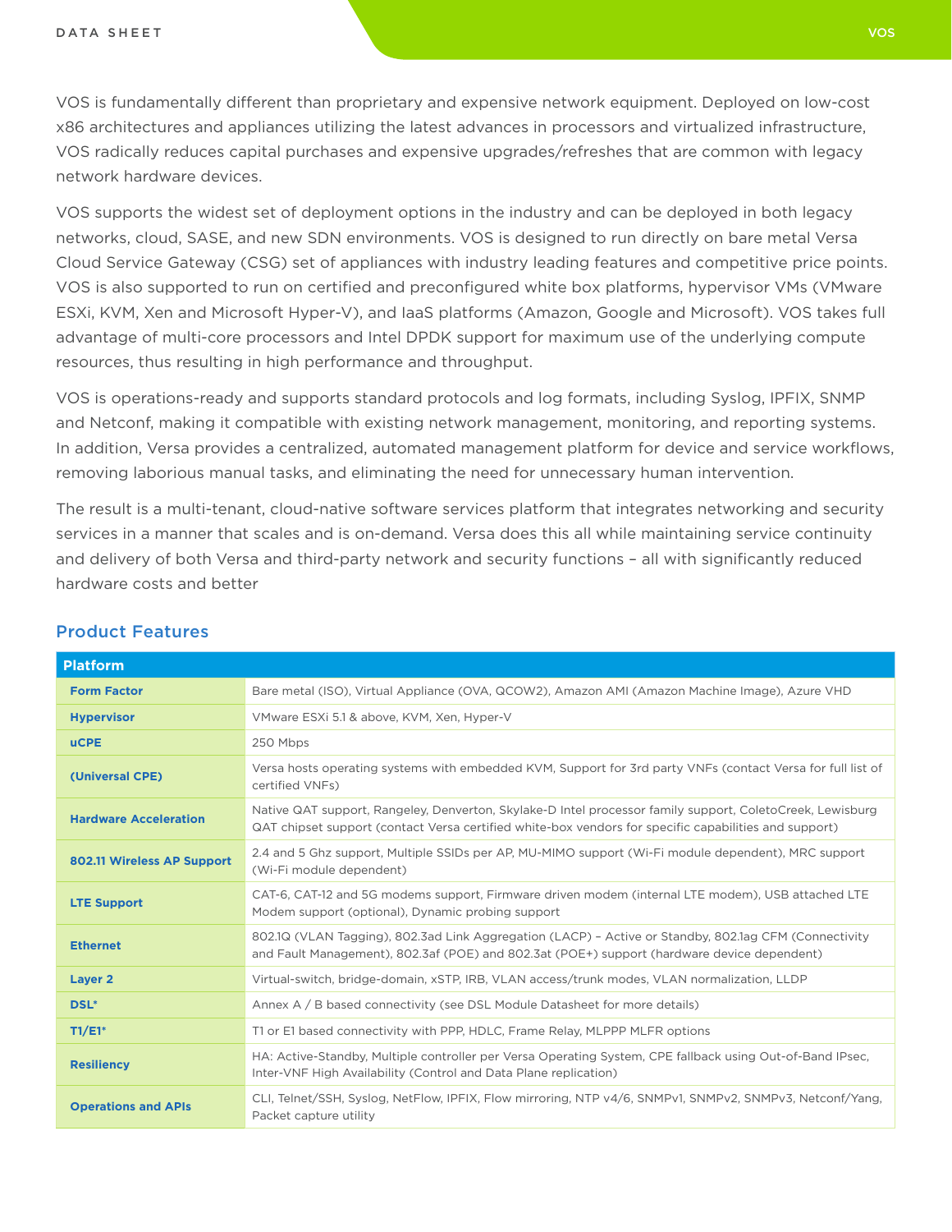VOS is fundamentally different than proprietary and expensive network equipment. Deployed on low-cost x86 architectures and appliances utilizing the latest advances in processors and virtualized infrastructure, VOS radically reduces capital purchases and expensive upgrades/refreshes that are common with legacy network hardware devices.

VOS supports the widest set of deployment options in the industry and can be deployed in both legacy networks, cloud, SASE, and new SDN environments. VOS is designed to run directly on bare metal Versa Cloud Service Gateway (CSG) set of appliances with industry leading features and competitive price points. VOS is also supported to run on certified and preconfigured white box platforms, hypervisor VMs (VMware ESXi, KVM, Xen and Microsoft Hyper-V), and IaaS platforms (Amazon, Google and Microsoft). VOS takes full advantage of multi-core processors and Intel DPDK support for maximum use of the underlying compute resources, thus resulting in high performance and throughput.

VOS is operations-ready and supports standard protocols and log formats, including Syslog, IPFIX, SNMP and Netconf, making it compatible with existing network management, monitoring, and reporting systems. In addition, Versa provides a centralized, automated management platform for device and service workflows, removing laborious manual tasks, and eliminating the need for unnecessary human intervention.

The result is a multi-tenant, cloud-native software services platform that integrates networking and security services in a manner that scales and is on-demand. Versa does this all while maintaining service continuity and delivery of both Versa and third-party network and security functions – all with significantly reduced hardware costs and better

## Product Features

| Platform | |
|---|---|
| **Form Factor** | Bare metal (ISO), Virtual Appliance (OVA, QCOW2), Amazon AMI (Amazon Machine Image), Azure VHD |
| **Hypervisor** | VMware ESXi 5.1 & above, KVM, Xen, Hyper-V |
| **uCPE** | 250 Mbps |
| **(Universal CPE)** | Versa hosts operating systems with embedded KVM, Support for 3rd party VNFs (contact Versa for full list of certified VNFs) |
| **Hardware Acceleration** | Native QAT support, Rangeley, Denverton, Skylake-D Intel processor family support, ColetoCreek, Lewisburg QAT chipset support (contact Versa certified white-box vendors for specific capabilities and support) |
| **802.11 Wireless AP Support** | 2.4 and 5 Ghz support, Multiple SSIDs per AP, MU-MIMO support (Wi-Fi module dependent), MRC support (Wi-Fi module dependent) |
| **LTE Support** | CAT-6, CAT-12 and 5G modems support, Firmware driven modem (internal LTE modem), USB attached LTE Modem support (optional), Dynamic probing support |
| **Ethernet** | 802.1Q (VLAN Tagging), 802.3ad Link Aggregation (LACP) – Active or Standby, 802.1ag CFM (Connectivity and Fault Management), 802.3af (POE) and 802.3at (POE+) support (hardware device dependent) |
| **Layer 2** | Virtual-switch, bridge-domain, xSTP, IRB, VLAN access/trunk modes, VLAN normalization, LLDP |
| **DSL*** | Annex A / B based connectivity (see DSL Module Datasheet for more details) |
| **T1/E1*** | T1 or E1 based connectivity with PPP, HDLC, Frame Relay, MLPPP MLFR options |
| **Resiliency** | HA: Active-Standby, Multiple controller per Versa Operating System, CPE fallback using Out-of-Band IPsec, Inter-VNF High Availability (Control and Data Plane replication) |
| **Operations and APIs** | CLI, Telnet/SSH, Syslog, NetFlow, IPFIX, Flow mirroring, NTP v4/6, SNMPv1, SNMPv2, SNMPv3, Netconf/Yang, Packet capture utility |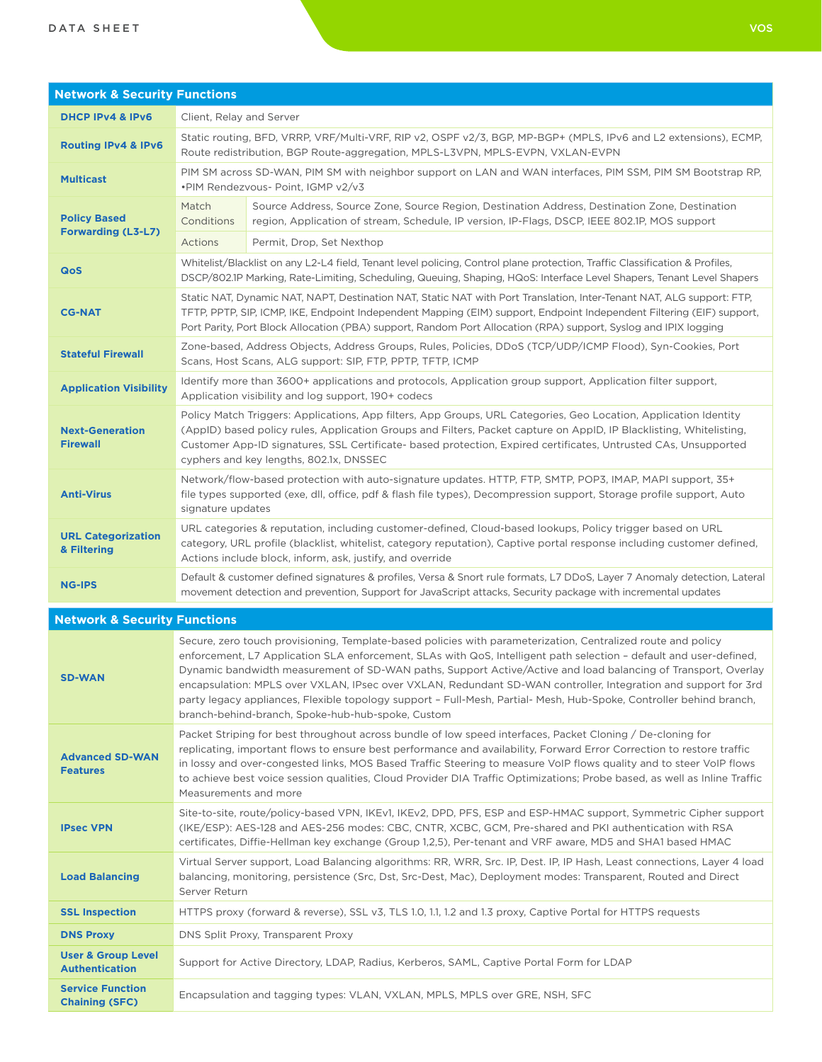| Network & Security Functions | | |
|---|---|---|
| **DHCP IPv4 & IPv6** | Client, Relay and Server | |
| **Routing IPv4 & IPv6** | Static routing, BFD, VRRP, VRF/Multi-VRF, RIP v2, OSPF v2/3, BGP, MP-BGP+ (MPLS, IPv6 and L2 extensions), ECMP, Route redistribution, BGP Route-aggregation, MPLS-L3VPN, MPLS-EVPN, VXLAN-EVPN | |
| **Multicast** | PIM SM across SD-WAN, PIM SM with neighbor support on LAN and WAN interfaces, PIM SSM, PIM SM Bootstrap RP, •PIM Rendezvous- Point, IGMP v2/v3 | |
| **Policy Based Forwarding (L3-L7)** | Match Conditions | Source Address, Source Zone, Source Region, Destination Address, Destination Zone, Destination region, Application of stream, Schedule, IP version, IP-Flags, DSCP, IEEE 802.1P, MOS support |
| | Actions | Permit, Drop, Set Nexthop |
| **QoS** | Whitelist/Blacklist on any L2-L4 field, Tenant level policing, Control plane protection, Traffic Classification & Profiles, DSCP/802.1P Marking, Rate-Limiting, Scheduling, Queuing, Shaping, HQoS: Interface Level Shapers, Tenant Level Shapers | |
| **CG-NAT** | Static NAT, Dynamic NAT, NAPT, Destination NAT, Static NAT with Port Translation, Inter-Tenant NAT, ALG support: FTP, TFTP, PPTP, SIP, ICMP, IKE, Endpoint Independent Mapping (EIM) support, Endpoint Independent Filtering (EIF) support, Port Parity, Port Block Allocation (PBA) support, Random Port Allocation (RPA) support, Syslog and IPIX logging | |
| **Stateful Firewall** | Zone-based, Address Objects, Address Groups, Rules, Policies, DDoS (TCP/UDP/ICMP Flood), Syn-Cookies, Port Scans, Host Scans, ALG support: SIP, FTP, PPTP, TFTP, ICMP | |
| **Application Visibility** | Identify more than 3600+ applications and protocols, Application group support, Application filter support, Application visibility and log support, 190+ codecs | |
| **Next-Generation Firewall** | Policy Match Triggers: Applications, App filters, App Groups, URL Categories, Geo Location, Application Identity (AppID) based policy rules, Application Groups and Filters, Packet capture on AppID, IP Blacklisting, Whitelisting, Customer App-ID signatures, SSL Certificate- based protection, Expired certificates, Untrusted CAs, Unsupported cyphers and key lengths, 802.1x, DNSSEC | |
| **Anti-Virus** | Network/flow-based protection with auto-signature updates. HTTP, FTP, SMTP, POP3, IMAP, MAPI support, 35+ file types supported (exe, dll, office, pdf & flash file types), Decompression support, Storage profile support, Auto signature updates | |
| **URL Categorization & Filtering** | URL categories & reputation, including customer-defined, Cloud-based lookups, Policy trigger based on URL category, URL profile (blacklist, whitelist, category reputation), Captive portal response including customer defined, Actions include block, inform, ask, justify, and override | |
| **NG-IPS** | Default & customer defined signatures & profiles, Versa & Snort rule formats, L7 DDoS, Layer 7 Anomaly detection, Lateral movement detection and prevention, Support for JavaScript attacks, Security package with incremental updates | |

| Network & Security Functions | |
|---|---|
| **SD-WAN** | Secure, zero touch provisioning, Template-based policies with parameterization, Centralized route and policy enforcement, L7 Application SLA enforcement, SLAs with QoS, Intelligent path selection – default and user-defined, Dynamic bandwidth measurement of SD-WAN paths, Support Active/Active and load balancing of Transport, Overlay encapsulation: MPLS over VXLAN, IPsec over VXLAN, Redundant SD-WAN controller, Integration and support for 3rd party legacy appliances, Flexible topology support – Full-Mesh, Partial- Mesh, Hub-Spoke, Controller behind branch, branch-behind-branch, Spoke-hub-hub-spoke, Custom |
| **Advanced SD-WAN Features** | Packet Striping for best throughput across bundle of low speed interfaces, Packet Cloning / De-cloning for replicating, important flows to ensure best performance and availability, Forward Error Correction to restore traffic in lossy and over-congested links, MOS Based Traffic Steering to measure VoIP flows quality and to steer VoIP flows to achieve best voice session qualities, Cloud Provider DIA Traffic Optimizations; Probe based, as well as Inline Traffic Measurements and more |
| **IPsec VPN** | Site-to-site, route/policy-based VPN, IKEv1, IKEv2, DPD, PFS, ESP and ESP-HMAC support, Symmetric Cipher support (IKE/ESP): AES-128 and AES-256 modes: CBC, CNTR, XCBC, GCM, Pre-shared and PKI authentication with RSA certificates, Diffie-Hellman key exchange (Group 1,2,5), Per-tenant and VRF aware, MD5 and SHA1 based HMAC |
| **Load Balancing** | Virtual Server support, Load Balancing algorithms: RR, WRR, Src. IP, Dest. IP, IP Hash, Least connections, Layer 4 load balancing, monitoring, persistence (Src, Dst, Src-Dest, Mac), Deployment modes: Transparent, Routed and Direct Server Return |
| **SSL Inspection** | HTTPS proxy (forward & reverse), SSL v3, TLS 1.0, 1.1, 1.2 and 1.3 proxy, Captive Portal for HTTPS requests |
| **DNS Proxy** | DNS Split Proxy, Transparent Proxy |
| **User & Group Level Authentication** | Support for Active Directory, LDAP, Radius, Kerberos, SAML, Captive Portal Form for LDAP |
| **Service Function Chaining (SFC)** | Encapsulation and tagging types: VLAN, VXLAN, MPLS, MPLS over GRE, NSH, SFC |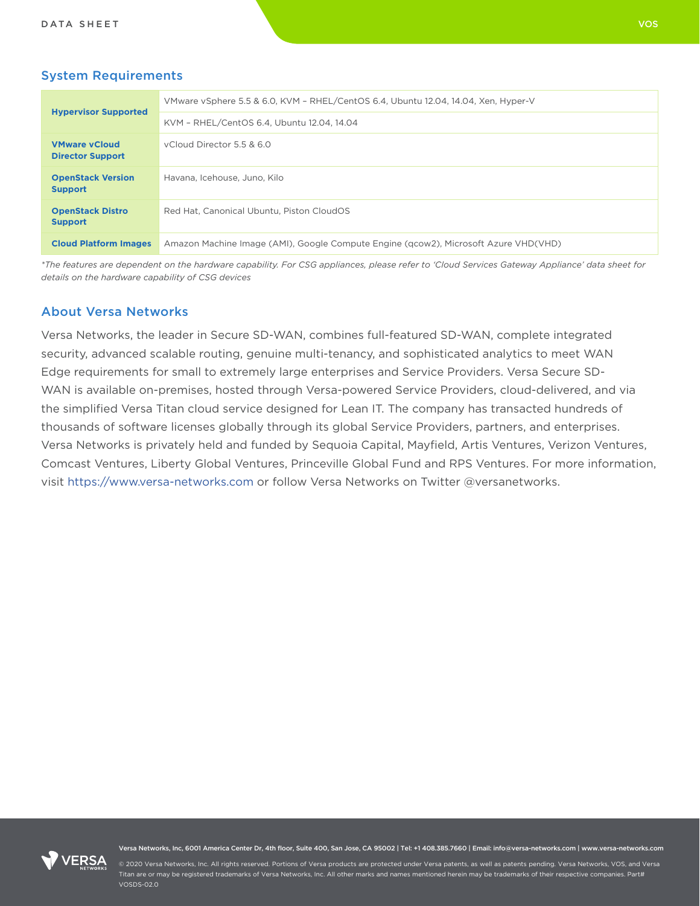## System Requirements

| | |
|---|---|
| **Hypervisor Supported** | VMware vSphere 5.5 & 6.0, KVM – RHEL/CentOS 6.4, Ubuntu 12.04, 14.04, Xen, Hyper-V |
| | KVM – RHEL/CentOS 6.4, Ubuntu 12.04, 14.04 |
| **VMware vCloud Director Support** | vCloud Director 5.5 & 6.0 |
| **OpenStack Version Support** | Havana, Icehouse, Juno, Kilo |
| **OpenStack Distro Support** | Red Hat, Canonical Ubuntu, Piston CloudOS |
| **Cloud Platform Images** | Amazon Machine Image (AMI), Google Compute Engine (qcow2), Microsoft Azure VHD(VHD) |

*\*The features are dependent on the hardware capability. For CSG appliances, please refer to 'Cloud Services Gateway Appliance' data sheet for details on the hardware capability of CSG devices*

## About Versa Networks

Versa Networks, the leader in Secure SD-WAN, combines full-featured SD-WAN, complete integrated security, advanced scalable routing, genuine multi-tenancy, and sophisticated analytics to meet WAN Edge requirements for small to extremely large enterprises and Service Providers. Versa Secure SD-WAN is available on-premises, hosted through Versa-powered Service Providers, cloud-delivered, and via the simplified Versa Titan cloud service designed for Lean IT. The company has transacted hundreds of thousands of software licenses globally through its global Service Providers, partners, and enterprises. Versa Networks is privately held and funded by Sequoia Capital, Mayfield, Artis Ventures, Verizon Ventures, Comcast Ventures, Liberty Global Ventures, Princeville Global Fund and RPS Ventures. For more information, visit https://www.versa-networks.com or follow Versa Networks on Twitter @versanetworks.

**Versa Networks, Inc, 6001 America Center Dr, 4th floor, Suite 400, San Jose, CA 95002 | Tel: +1 408.385.7660 | Email: info@versa-networks.com | www.versa-networks.com**

© 2020 Versa Networks, Inc. All rights reserved. Portions of Versa products are protected under Versa patents, as well as patents pending. Versa Networks, VOS, and Versa Titan are or may be registered trademarks of Versa Networks, Inc. All other marks and names mentioned herein may be trademarks of their respective companies. Part# VOSDS-02.0